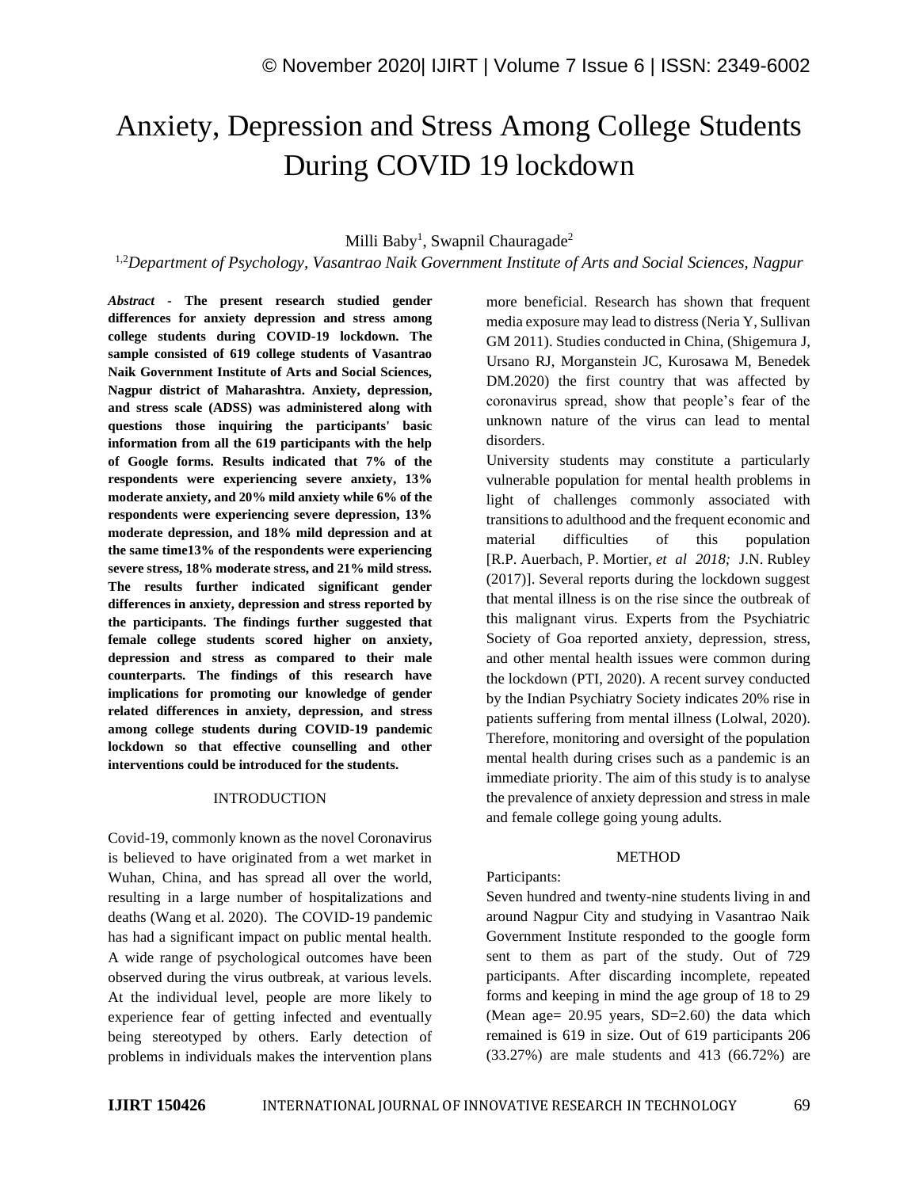# Anxiety, Depression and Stress Among College Students During COVID 19 lockdown

Milli Baby[1], Swapnil Chauragade[2]

[1,2]*Department of Psychology, Vasantrao Naik Government Institute of Arts and Social Sciences, Nagpur*

***Abstract*** **- The present research studied gender differences for anxiety depression and stress among college students during COVID-19 lockdown. The sample consisted of 619 college students of Vasantrao Naik Government Institute of Arts and Social Sciences, Nagpur district of Maharashtra. Anxiety, depression, and stress scale (ADSS) was administered along with questions those inquiring the participants' basic information from all the 619 participants with the help of Google forms. Results indicated that 7% of the respondents were experiencing severe anxiety, 13% moderate anxiety, and 20% mild anxiety while 6% of the respondents were experiencing severe depression, 13% moderate depression, and 18% mild depression and at the same time13% of the respondents were experiencing severe stress, 18% moderate stress, and 21% mild stress. The results further indicated significant gender differences in anxiety, depression and stress reported by the participants. The findings further suggested that female college students scored higher on anxiety, depression and stress as compared to their male counterparts. The findings of this research have implications for promoting our knowledge of gender related differences in anxiety, depression, and stress among college students during COVID-19 pandemic lockdown so that effective counselling and other interventions could be introduced for the students.**

## INTRODUCTION

Covid-19, commonly known as the novel Coronavirus is believed to have originated from a wet market in Wuhan, China, and has spread all over the world, resulting in a large number of hospitalizations and deaths (Wang et al. 2020). The COVID-19 pandemic has had a significant impact on public mental health. A wide range of psychological outcomes have been observed during the virus outbreak, at various levels. At the individual level, people are more likely to experience fear of getting infected and eventually being stereotyped by others. Early detection of problems in individuals makes the intervention plans more beneficial. Research has shown that frequent media exposure may lead to distress (Neria Y, Sullivan GM 2011). Studies conducted in China, (Shigemura J, Ursano RJ, Morganstein JC, Kurosawa M, Benedek DM.2020) the first country that was affected by coronavirus spread, show that people's fear of the unknown nature of the virus can lead to mental disorders.

University students may constitute a particularly vulnerable population for mental health problems in light of challenges commonly associated with transitions to adulthood and the frequent economic and material difficulties of this population [R.P. Auerbach, P. Mortier, *et al 2018;* J.N. Rubley (2017)]. Several reports during the lockdown suggest that mental illness is on the rise since the outbreak of this malignant virus. Experts from the Psychiatric Society of Goa reported anxiety, depression, stress, and other mental health issues were common during the lockdown (PTI, 2020). A recent survey conducted by the Indian Psychiatry Society indicates 20% rise in patients suffering from mental illness (Lolwal, 2020). Therefore, monitoring and oversight of the population mental health during crises such as a pandemic is an immediate priority. The aim of this study is to analyse the prevalence of anxiety depression and stress in male and female college going young adults.

## METHOD

Participants:

Seven hundred and twenty-nine students living in and around Nagpur City and studying in Vasantrao Naik Government Institute responded to the google form sent to them as part of the study. Out of 729 participants. After discarding incomplete, repeated forms and keeping in mind the age group of 18 to 29 (Mean age= 20.95 years, SD=2.60) the data which remained is 619 in size. Out of 619 participants 206 (33.27%) are male students and 413 (66.72%) are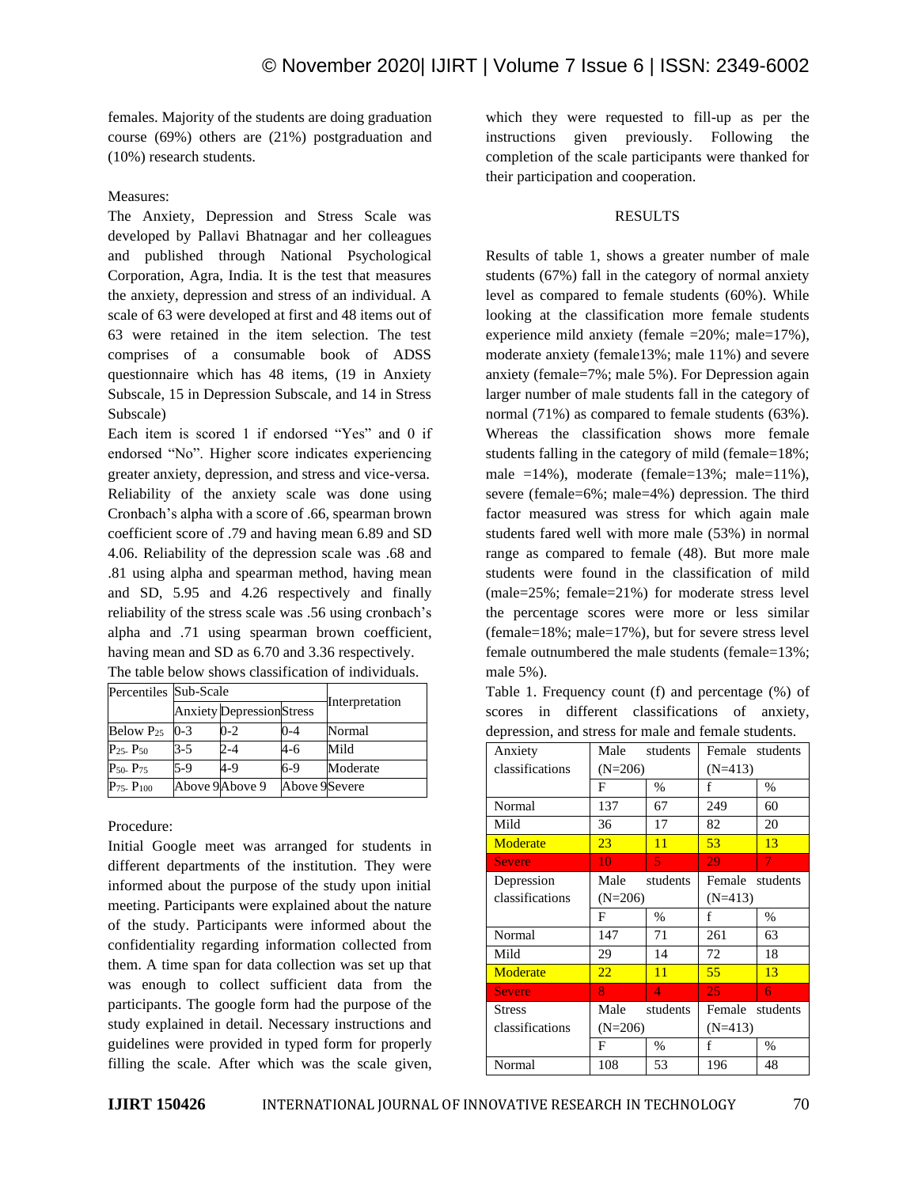females. Majority of the students are doing graduation course (69%) others are (21%) postgraduation and (10%) research students.

Measures:

The Anxiety, Depression and Stress Scale was developed by Pallavi Bhatnagar and her colleagues and published through National Psychological Corporation, Agra, India. It is the test that measures the anxiety, depression and stress of an individual. A scale of 63 were developed at first and 48 items out of 63 were retained in the item selection. The test comprises of a consumable book of ADSS questionnaire which has 48 items, (19 in Anxiety Subscale, 15 in Depression Subscale, and 14 in Stress Subscale)

Each item is scored 1 if endorsed "Yes" and 0 if endorsed "No". Higher score indicates experiencing greater anxiety, depression, and stress and vice-versa. Reliability of the anxiety scale was done using Cronbach's alpha with a score of .66, spearman brown coefficient score of .79 and having mean 6.89 and SD 4.06. Reliability of the depression scale was .68 and .81 using alpha and spearman method, having mean and SD, 5.95 and 4.26 respectively and finally reliability of the stress scale was .56 using cronbach's alpha and .71 using spearman brown coefficient, having mean and SD as 6.70 and 3.36 respectively.

The table below shows classification of individuals.

| Percentiles | Sub-Scale | | | Interpretation |
|---|---|---|---|---|
| | Anxiety | Depression | Stress | |
| Below $P_{25}$ | 0-3 | 0-2 | 0-4 | Normal |
| $P_{25}$- $P_{50}$ | 3-5 | 2-4 | 4-6 | Mild |
| $P_{50}$- $P_{75}$ | 5-9 | 4-9 | 6-9 | Moderate |
| $P_{75}$- $P_{100}$ | Above 9 | Above 9 | Above 9 | Severe |

Procedure:

Initial Google meet was arranged for students in different departments of the institution. They were informed about the purpose of the study upon initial meeting. Participants were explained about the nature of the study. Participants were informed about the confidentiality regarding information collected from them. A time span for data collection was set up that was enough to collect sufficient data from the participants. The google form had the purpose of the study explained in detail. Necessary instructions and guidelines were provided in typed form for properly filling the scale. After which was the scale given, which they were requested to fill-up as per the instructions given previously. Following the completion of the scale participants were thanked for their participation and cooperation.

## RESULTS

Results of table 1, shows a greater number of male students (67%) fall in the category of normal anxiety level as compared to female students (60%). While looking at the classification more female students experience mild anxiety (female =20%; male=17%), moderate anxiety (female13%; male 11%) and severe anxiety (female=7%; male 5%). For Depression again larger number of male students fall in the category of normal (71%) as compared to female students (63%). Whereas the classification shows more female students falling in the category of mild (female=18%; male =14%), moderate (female=13%; male=11%), severe (female=6%; male=4%) depression. The third factor measured was stress for which again male students fared well with more male (53%) in normal range as compared to female (48). But more male students were found in the classification of mild (male=25%; female=21%) for moderate stress level the percentage scores were more or less similar (female=18%; male=17%), but for severe stress level female outnumbered the male students (female=13%; male 5%).

Table 1. Frequency count (f) and percentage (%) of scores in different classifications of anxiety, depression, and stress for male and female students.

| Anxiety classifications | Male students (N=206) | | Female students (N=413) | |
|---|---|---|---|---|
| | F | % | f | % |
| Normal | 137 | 67 | 249 | 60 |
| Mild | 36 | 17 | 82 | 20 |
| Moderate | 23 | 11 | 53 | 13 |
| Severe | 10 | 5 | 29 | 7 |
| **Depression classifications** | **Male students (N=206)** | | **Female students (N=413)** | |
| | F | % | f | % |
| Normal | 147 | 71 | 261 | 63 |
| Mild | 29 | 14 | 72 | 18 |
| Moderate | 22 | 11 | 55 | 13 |
| Severe | 8 | 4 | 25 | 6 |
| **Stress classifications** | **Male students (N=206)** | | **Female students (N=413)** | |
| | F | % | f | % |
| Normal | 108 | 53 | 196 | 48 |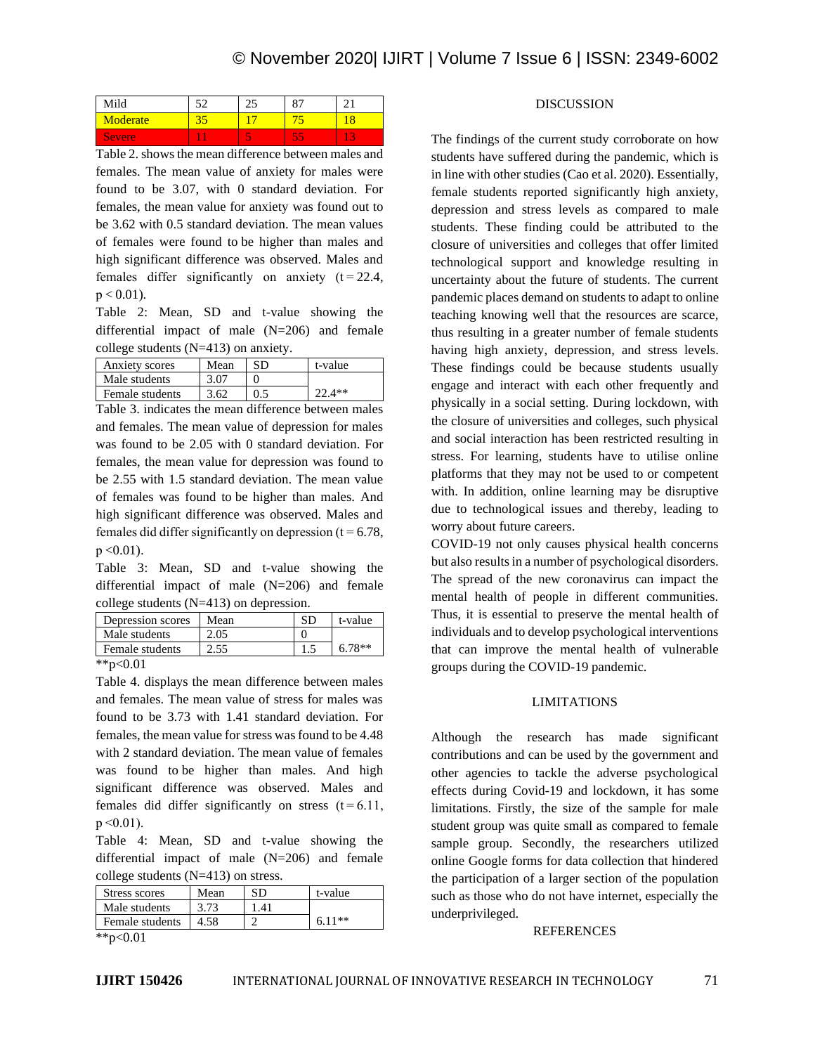| Mild | 52 | 25 | 87 | 21 |
|---|---|---|---|---|
| Moderate | 35 | 17 | 75 | 18 |
| Severe | 11 | 5 | 55 | 13 |

Table 2. shows the mean difference between males and females. The mean value of anxiety for males were found to be 3.07, with 0 standard deviation. For females, the mean value for anxiety was found out to be 3.62 with 0.5 standard deviation. The mean values of females were found to be higher than males and high significant difference was observed. Males and females differ significantly on anxiety ($t = 22.4$, $p < 0.01$).

Table 2: Mean, SD and t-value showing the differential impact of male (N=206) and female college students (N=413) on anxiety.

| Anxiety scores | Mean | SD | t-value |
|---|---|---|---|
| Male students | 3.07 | 0 | |
| Female students | 3.62 | 0.5 | 22.4** |

Table 3. indicates the mean difference between males and females. The mean value of depression for males was found to be 2.05 with 0 standard deviation. For females, the mean value for depression was found to be 2.55 with 1.5 standard deviation. The mean value of females was found to be higher than males. And high significant difference was observed. Males and females did differ significantly on depression ($t = 6.78$, $p < 0.01$).

Table 3: Mean, SD and t-value showing the differential impact of male (N=206) and female college students (N=413) on depression.

| Depression scores | Mean | SD | t-value |
|---|---|---|---|
| Male students | 2.05 | 0 | |
| Female students | 2.55 | 1.5 | 6.78** |

**p<0.01

Table 4. displays the mean difference between males and females. The mean value of stress for males was found to be 3.73 with 1.41 standard deviation. For females, the mean value for stress was found to be 4.48 with 2 standard deviation. The mean value of females was found to be higher than males. And high significant difference was observed. Males and females did differ significantly on stress ($t = 6.11$, $p < 0.01$).

Table 4: Mean, SD and t-value showing the differential impact of male (N=206) and female college students (N=413) on stress.

| Stress scores | Mean | SD | t-value |
|---|---|---|---|
| Male students | 3.73 | 1.41 | |
| Female students | 4.58 | 2 | 6.11** |

**p<0.01

## DISCUSSION

The findings of the current study corroborate on how students have suffered during the pandemic, which is in line with other studies (Cao et al. 2020). Essentially, female students reported significantly high anxiety, depression and stress levels as compared to male students. These finding could be attributed to the closure of universities and colleges that offer limited technological support and knowledge resulting in uncertainty about the future of students. The current pandemic places demand on students to adapt to online teaching knowing well that the resources are scarce, thus resulting in a greater number of female students having high anxiety, depression, and stress levels. These findings could be because students usually engage and interact with each other frequently and physically in a social setting. During lockdown, with the closure of universities and colleges, such physical and social interaction has been restricted resulting in stress. For learning, students have to utilise online platforms that they may not be used to or competent with. In addition, online learning may be disruptive due to technological issues and thereby, leading to worry about future careers.

COVID-19 not only causes physical health concerns but also results in a number of psychological disorders. The spread of the new coronavirus can impact the mental health of people in different communities. Thus, it is essential to preserve the mental health of individuals and to develop psychological interventions that can improve the mental health of vulnerable groups during the COVID-19 pandemic.

## LIMITATIONS

Although the research has made significant contributions and can be used by the government and other agencies to tackle the adverse psychological effects during Covid-19 and lockdown, it has some limitations. Firstly, the size of the sample for male student group was quite small as compared to female sample group. Secondly, the researchers utilized online Google forms for data collection that hindered the participation of a larger section of the population such as those who do not have internet, especially the underprivileged.

## REFERENCES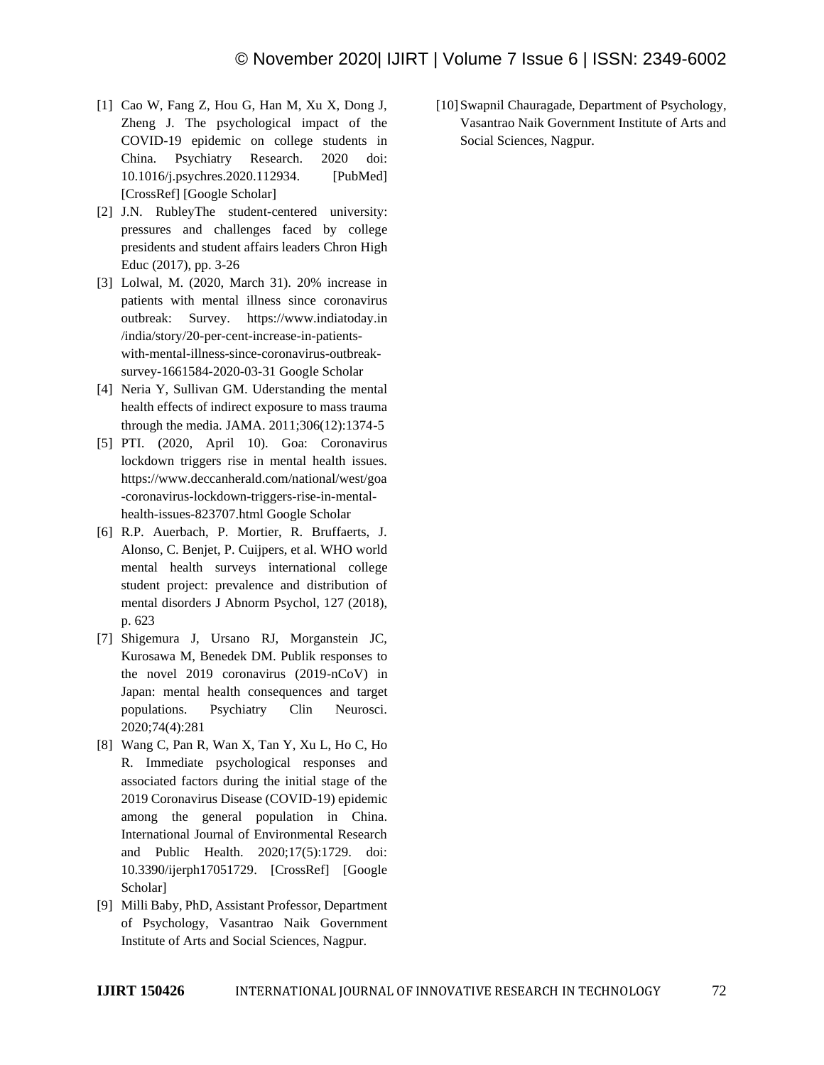[1] Cao W, Fang Z, Hou G, Han M, Xu X, Dong J, Zheng J. The psychological impact of the COVID-19 epidemic on college students in China. Psychiatry Research. 2020 doi: 10.1016/j.psychres.2020.112934. [PubMed] [CrossRef] [Google Scholar]

[2] J.N. RubleyThe student-centered university: pressures and challenges faced by college presidents and student affairs leaders Chron High Educ (2017), pp. 3-26

[3] Lolwal, M. (2020, March 31). 20% increase in patients with mental illness since coronavirus outbreak: Survey. https://www.indiatoday.in/india/story/20-per-cent-increase-in-patients-with-mental-illness-since-coronavirus-outbreak-survey-1661584-2020-03-31 Google Scholar

[4] Neria Y, Sullivan GM. Uderstanding the mental health effects of indirect exposure to mass trauma through the media. JAMA. 2011;306(12):1374-5

[5] PTI. (2020, April 10). Goa: Coronavirus lockdown triggers rise in mental health issues. https://www.deccanherald.com/national/west/goa-coronavirus-lockdown-triggers-rise-in-mental-health-issues-823707.html Google Scholar

[6] R.P. Auerbach, P. Mortier, R. Bruffaerts, J. Alonso, C. Benjet, P. Cuijpers, et al. WHO world mental health surveys international college student project: prevalence and distribution of mental disorders J Abnorm Psychol, 127 (2018), p. 623

[7] Shigemura J, Ursano RJ, Morganstein JC, Kurosawa M, Benedek DM. Publik responses to the novel 2019 coronavirus (2019-nCoV) in Japan: mental health consequences and target populations. Psychiatry Clin Neurosci. 2020;74(4):281

[8] Wang C, Pan R, Wan X, Tan Y, Xu L, Ho C, Ho R. Immediate psychological responses and associated factors during the initial stage of the 2019 Coronavirus Disease (COVID-19) epidemic among the general population in China. International Journal of Environmental Research and Public Health. 2020;17(5):1729. doi: 10.3390/ijerph17051729. [CrossRef] [Google Scholar]

[9] Milli Baby, PhD, Assistant Professor, Department of Psychology, Vasantrao Naik Government Institute of Arts and Social Sciences, Nagpur.

[10] Swapnil Chauragade, Department of Psychology, Vasantrao Naik Government Institute of Arts and Social Sciences, Nagpur.